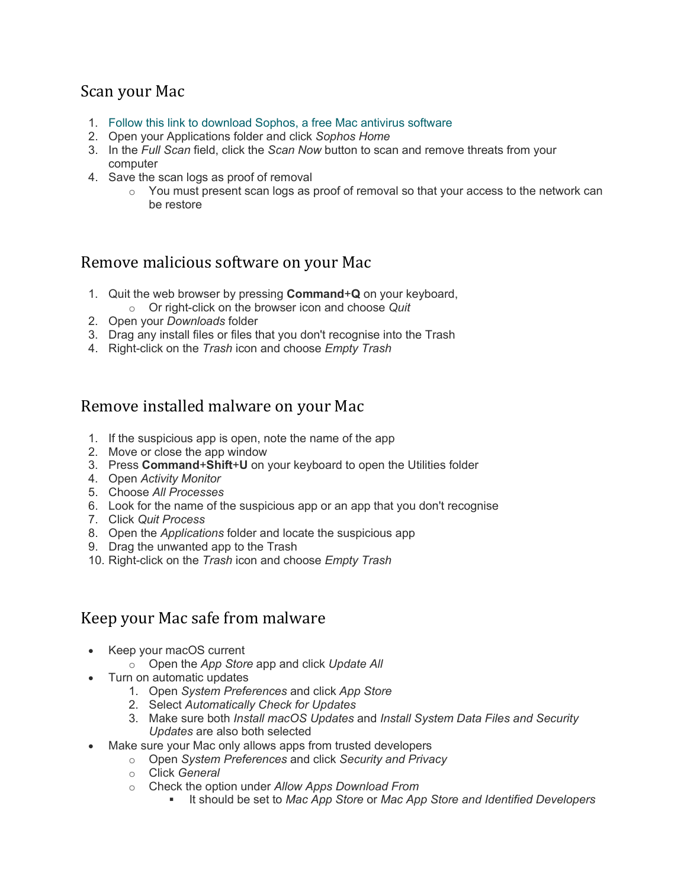## Scan your Mac

1. Follow this link to download Sophos, a free Mac antivirus software
2. Open your Applications folder and click *Sophos Home*
3. In the *Full Scan* field, click the *Scan Now* button to scan and remove threats from your computer
4. Save the scan logs as proof of removal
    - You must present scan logs as proof of removal so that your access to the network can be restore

## Remove malicious software on your Mac

1. Quit the web browser by pressing **Command**+**Q** on your keyboard,
    - Or right-click on the browser icon and choose *Quit*
2. Open your *Downloads* folder
3. Drag any install files or files that you don't recognise into the Trash
4. Right-click on the *Trash* icon and choose *Empty Trash*

## Remove installed malware on your Mac

1. If the suspicious app is open, note the name of the app
2. Move or close the app window
3. Press **Command**+**Shift**+**U** on your keyboard to open the Utilities folder
4. Open *Activity Monitor*
5. Choose *All Processes*
6. Look for the name of the suspicious app or an app that you don't recognise
7. Click *Quit Process*
8. Open the *Applications* folder and locate the suspicious app
9. Drag the unwanted app to the Trash
10. Right-click on the *Trash* icon and choose *Empty Trash*

## Keep your Mac safe from malware

- Keep your macOS current
    - Open the *App Store* app and click *Update All*
- Turn on automatic updates
    1. Open *System Preferences* and click *App Store*
    2. Select *Automatically Check for Updates*
    3. Make sure both *Install macOS Updates* and *Install System Data Files and Security Updates* are also both selected
- Make sure your Mac only allows apps from trusted developers
    - Open *System Preferences* and click *Security and Privacy*
    - Click *General*
    - Check the option under *Allow Apps Download From*
        - It should be set to *Mac App Store* or *Mac App Store and Identified Developers*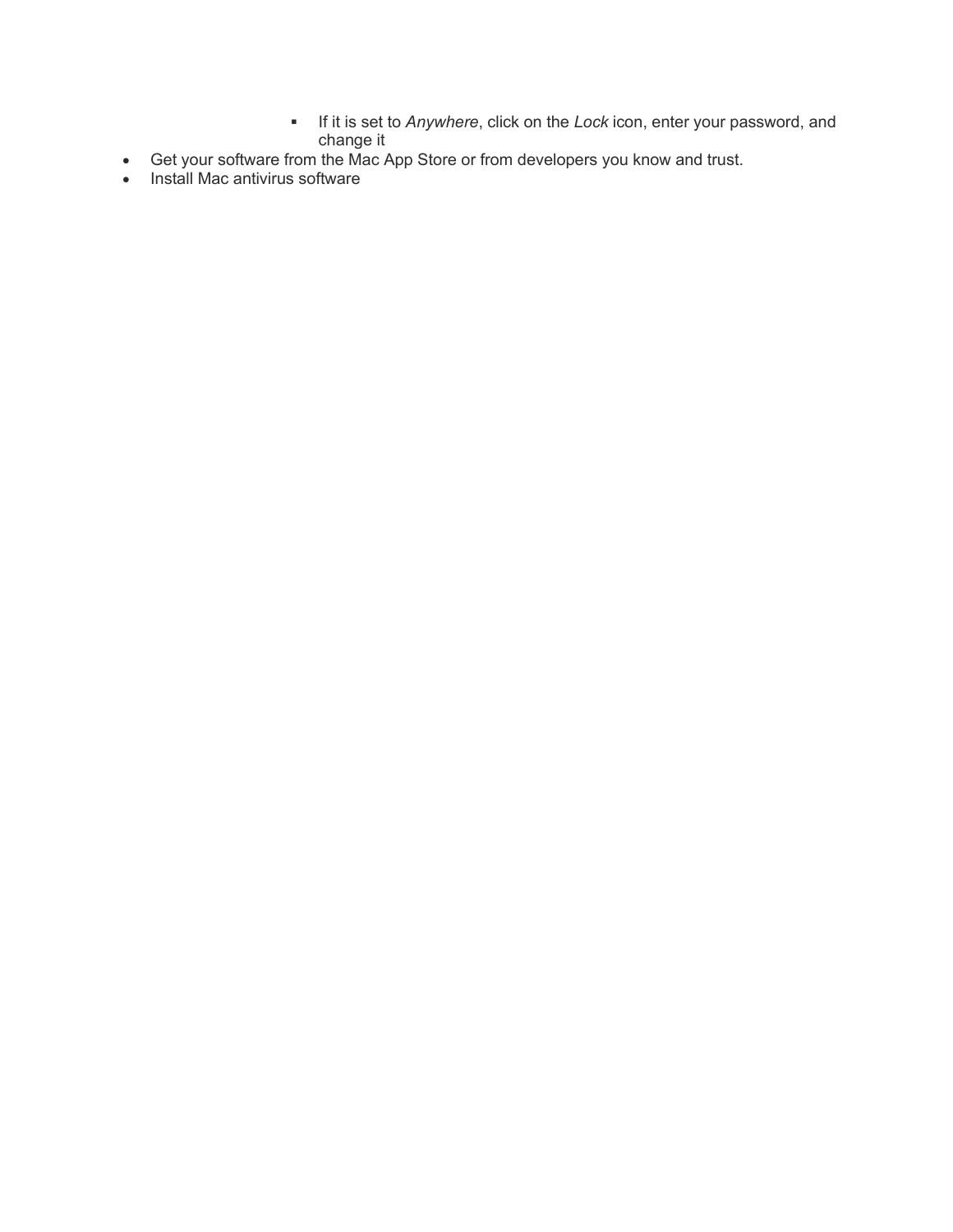- If it is set to *Anywhere*, click on the *Lock* icon, enter your password, and change it
- Get your software from the Mac App Store or from developers you know and trust.
- Install Mac antivirus software